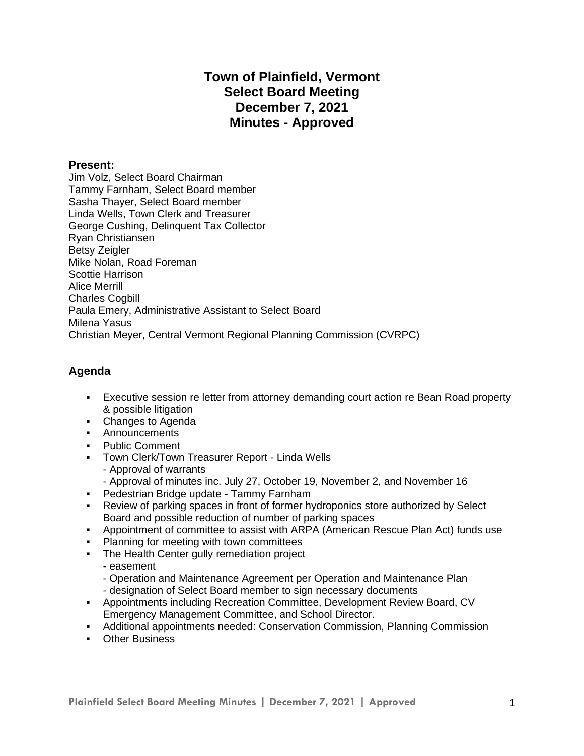# Town of Plainfield, Vermont
# Select Board Meeting
# December 7, 2021
# Minutes - Approved

### Present:

Jim Volz, Select Board Chairman
Tammy Farnham, Select Board member
Sasha Thayer, Select Board member
Linda Wells, Town Clerk and Treasurer
George Cushing, Delinquent Tax Collector
Ryan Christiansen
Betsy Zeigler
Mike Nolan, Road Foreman
Scottie Harrison
Alice Merrill
Charles Cogbill
Paula Emery, Administrative Assistant to Select Board
Milena Yasus
Christian Meyer, Central Vermont Regional Planning Commission (CVRPC)

## Agenda

- Executive session re letter from attorney demanding court action re Bean Road property & possible litigation
- Changes to Agenda
- Announcements
- Public Comment
- Town Clerk/Town Treasurer Report - Linda Wells
  - Approval of warrants
  - Approval of minutes inc. July 27, October 19, November 2, and November 16
- Pedestrian Bridge update - Tammy Farnham
- Review of parking spaces in front of former hydroponics store authorized by Select Board and possible reduction of number of parking spaces
- Appointment of committee to assist with ARPA (American Rescue Plan Act) funds use
- Planning for meeting with town committees
- The Health Center gully remediation project
  - easement
  - Operation and Maintenance Agreement per Operation and Maintenance Plan
  - designation of Select Board member to sign necessary documents
- Appointments including Recreation Committee, Development Review Board, CV Emergency Management Committee, and School Director.
- Additional appointments needed: Conservation Commission, Planning Commission
- Other Business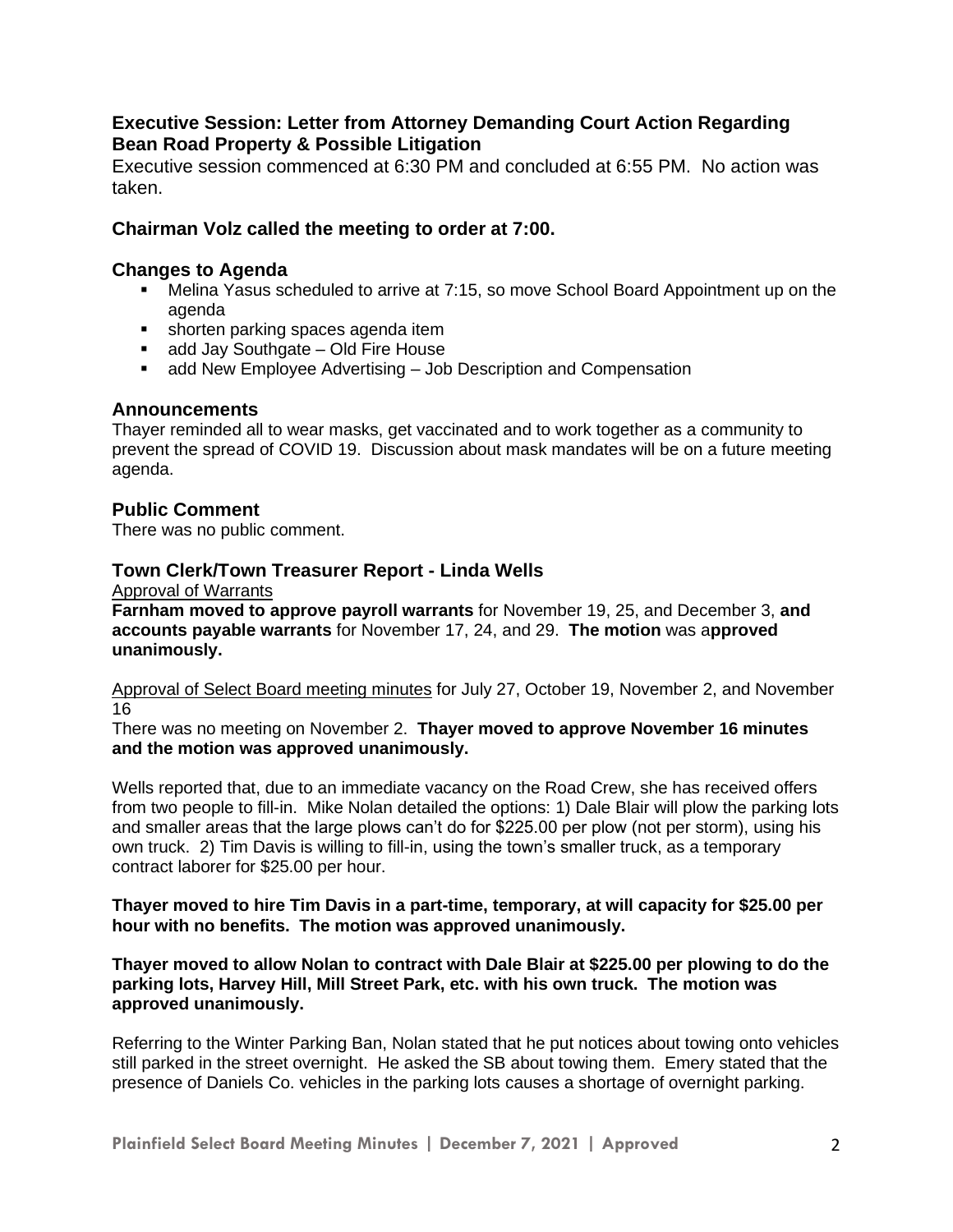### Executive Session: Letter from Attorney Demanding Court Action Regarding Bean Road Property & Possible Litigation

Executive session commenced at 6:30 PM and concluded at 6:55 PM. No action was taken.

### Chairman Volz called the meeting to order at 7:00.

### Changes to Agenda

- Melina Yasus scheduled to arrive at 7:15, so move School Board Appointment up on the agenda
- shorten parking spaces agenda item
- add Jay Southgate – Old Fire House
- add New Employee Advertising – Job Description and Compensation

### Announcements

Thayer reminded all to wear masks, get vaccinated and to work together as a community to prevent the spread of COVID 19. Discussion about mask mandates will be on a future meeting agenda.

### Public Comment

There was no public comment.

### Town Clerk/Town Treasurer Report - Linda Wells

Approval of Warrants

**Farnham moved to approve payroll warrants** for November 19, 25, and December 3, **and accounts payable warrants** for November 17, 24, and 29. **The motion** was a**pproved unanimously.**

Approval of Select Board meeting minutes for July 27, October 19, November 2, and November 16

There was no meeting on November 2. **Thayer moved to approve November 16 minutes and the motion was approved unanimously.**

Wells reported that, due to an immediate vacancy on the Road Crew, she has received offers from two people to fill-in. Mike Nolan detailed the options: 1) Dale Blair will plow the parking lots and smaller areas that the large plows can't do for $225.00 per plow (not per storm), using his own truck. 2) Tim Davis is willing to fill-in, using the town's smaller truck, as a temporary contract laborer for $25.00 per hour.

**Thayer moved to hire Tim Davis in a part-time, temporary, at will capacity for $25.00 per hour with no benefits. The motion was approved unanimously.**

**Thayer moved to allow Nolan to contract with Dale Blair at $225.00 per plowing to do the parking lots, Harvey Hill, Mill Street Park, etc. with his own truck. The motion was approved unanimously.**

Referring to the Winter Parking Ban, Nolan stated that he put notices about towing onto vehicles still parked in the street overnight. He asked the SB about towing them. Emery stated that the presence of Daniels Co. vehicles in the parking lots causes a shortage of overnight parking.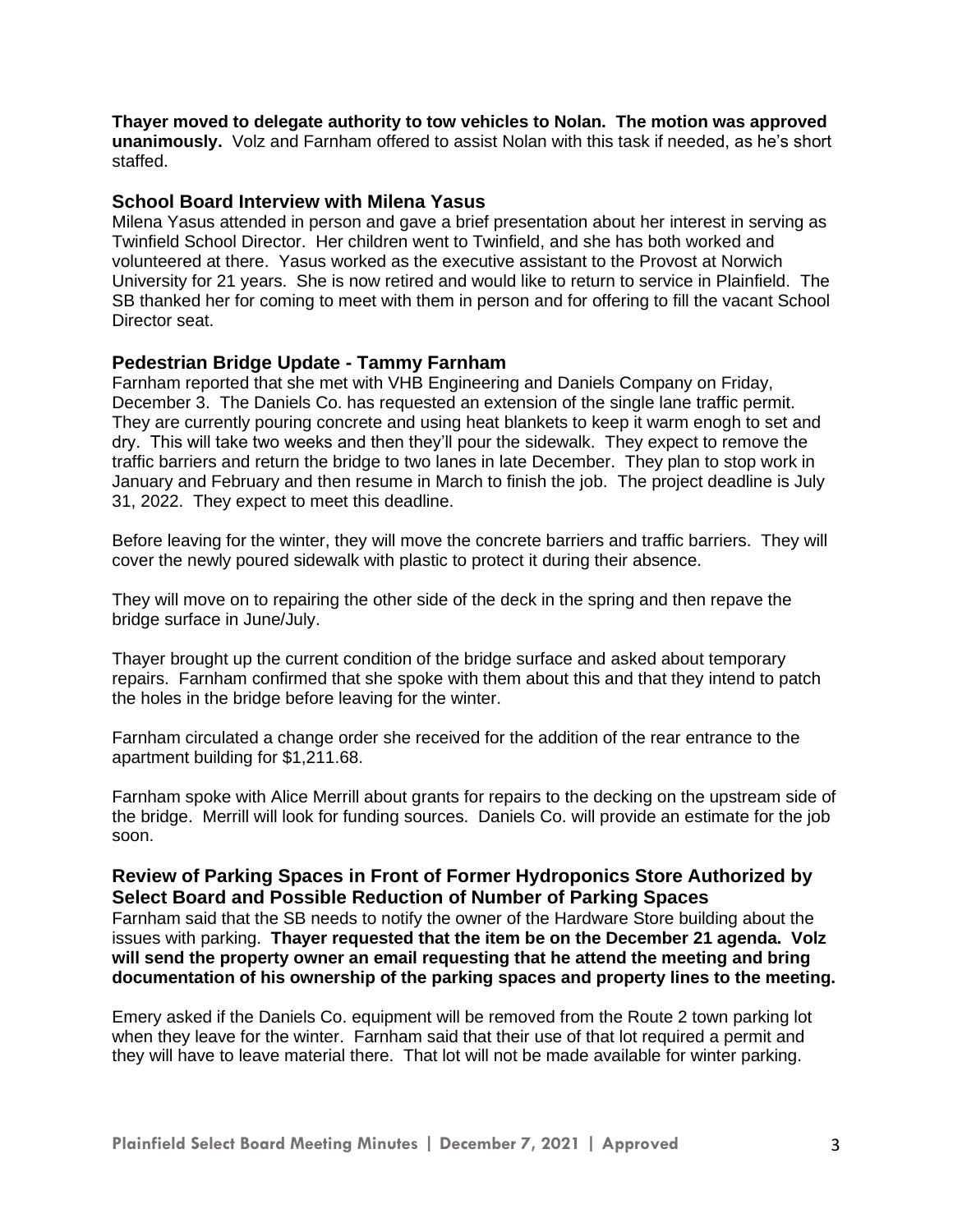**Thayer moved to delegate authority to tow vehicles to Nolan. The motion was approved unanimously.** Volz and Farnham offered to assist Nolan with this task if needed, as he's short staffed.

## School Board Interview with Milena Yasus

Milena Yasus attended in person and gave a brief presentation about her interest in serving as Twinfield School Director. Her children went to Twinfield, and she has both worked and volunteered at there. Yasus worked as the executive assistant to the Provost at Norwich University for 21 years. She is now retired and would like to return to service in Plainfield. The SB thanked her for coming to meet with them in person and for offering to fill the vacant School Director seat.

## Pedestrian Bridge Update - Tammy Farnham

Farnham reported that she met with VHB Engineering and Daniels Company on Friday, December 3. The Daniels Co. has requested an extension of the single lane traffic permit. They are currently pouring concrete and using heat blankets to keep it warm enogh to set and dry. This will take two weeks and then they'll pour the sidewalk. They expect to remove the traffic barriers and return the bridge to two lanes in late December. They plan to stop work in January and February and then resume in March to finish the job. The project deadline is July 31, 2022. They expect to meet this deadline.

Before leaving for the winter, they will move the concrete barriers and traffic barriers. They will cover the newly poured sidewalk with plastic to protect it during their absence.

They will move on to repairing the other side of the deck in the spring and then repave the bridge surface in June/July.

Thayer brought up the current condition of the bridge surface and asked about temporary repairs. Farnham confirmed that she spoke with them about this and that they intend to patch the holes in the bridge before leaving for the winter.

Farnham circulated a change order she received for the addition of the rear entrance to the apartment building for $1,211.68.

Farnham spoke with Alice Merrill about grants for repairs to the decking on the upstream side of the bridge. Merrill will look for funding sources. Daniels Co. will provide an estimate for the job soon.

## Review of Parking Spaces in Front of Former Hydroponics Store Authorized by Select Board and Possible Reduction of Number of Parking Spaces

Farnham said that the SB needs to notify the owner of the Hardware Store building about the issues with parking. **Thayer requested that the item be on the December 21 agenda. Volz will send the property owner an email requesting that he attend the meeting and bring documentation of his ownership of the parking spaces and property lines to the meeting.**

Emery asked if the Daniels Co. equipment will be removed from the Route 2 town parking lot when they leave for the winter. Farnham said that their use of that lot required a permit and they will have to leave material there. That lot will not be made available for winter parking.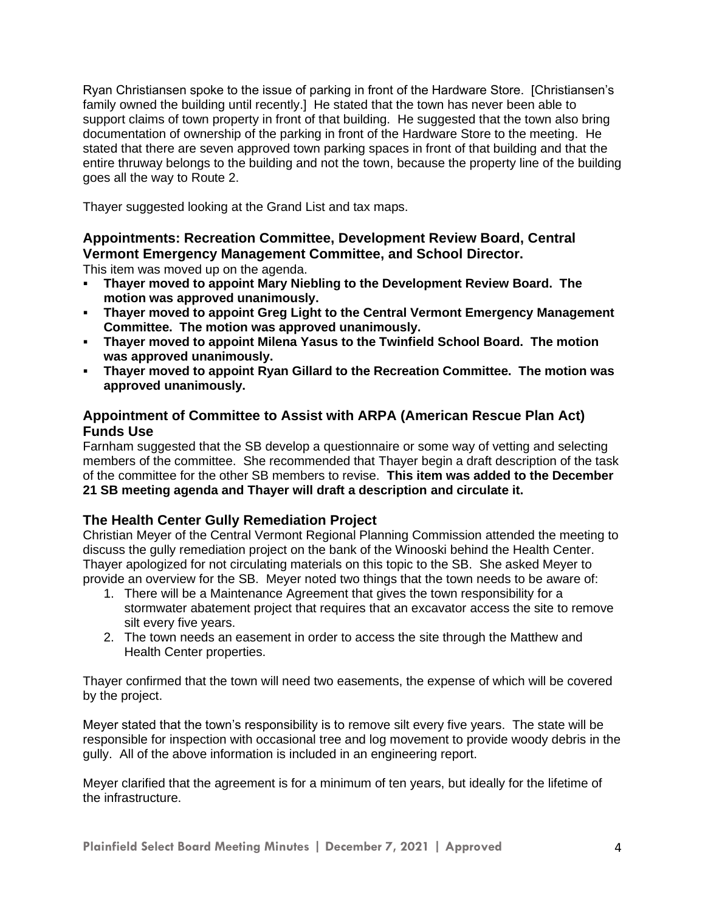Ryan Christiansen spoke to the issue of parking in front of the Hardware Store. [Christiansen's family owned the building until recently.] He stated that the town has never been able to support claims of town property in front of that building. He suggested that the town also bring documentation of ownership of the parking in front of the Hardware Store to the meeting. He stated that there are seven approved town parking spaces in front of that building and that the entire thruway belongs to the building and not the town, because the property line of the building goes all the way to Route 2.

Thayer suggested looking at the Grand List and tax maps.

### Appointments: Recreation Committee, Development Review Board, Central Vermont Emergency Management Committee, and School Director.

This item was moved up on the agenda.

- **Thayer moved to appoint Mary Niebling to the Development Review Board. The motion was approved unanimously.**
- **Thayer moved to appoint Greg Light to the Central Vermont Emergency Management Committee. The motion was approved unanimously.**
- **Thayer moved to appoint Milena Yasus to the Twinfield School Board. The motion was approved unanimously.**
- **Thayer moved to appoint Ryan Gillard to the Recreation Committee. The motion was approved unanimously.**

### Appointment of Committee to Assist with ARPA (American Rescue Plan Act) Funds Use

Farnham suggested that the SB develop a questionnaire or some way of vetting and selecting members of the committee. She recommended that Thayer begin a draft description of the task of the committee for the other SB members to revise. **This item was added to the December 21 SB meeting agenda and Thayer will draft a description and circulate it.**

### The Health Center Gully Remediation Project

Christian Meyer of the Central Vermont Regional Planning Commission attended the meeting to discuss the gully remediation project on the bank of the Winooski behind the Health Center. Thayer apologized for not circulating materials on this topic to the SB. She asked Meyer to provide an overview for the SB. Meyer noted two things that the town needs to be aware of:

1. There will be a Maintenance Agreement that gives the town responsibility for a stormwater abatement project that requires that an excavator access the site to remove silt every five years.
2. The town needs an easement in order to access the site through the Matthew and Health Center properties.

Thayer confirmed that the town will need two easements, the expense of which will be covered by the project.

Meyer stated that the town's responsibility is to remove silt every five years. The state will be responsible for inspection with occasional tree and log movement to provide woody debris in the gully. All of the above information is included in an engineering report.

Meyer clarified that the agreement is for a minimum of ten years, but ideally for the lifetime of the infrastructure.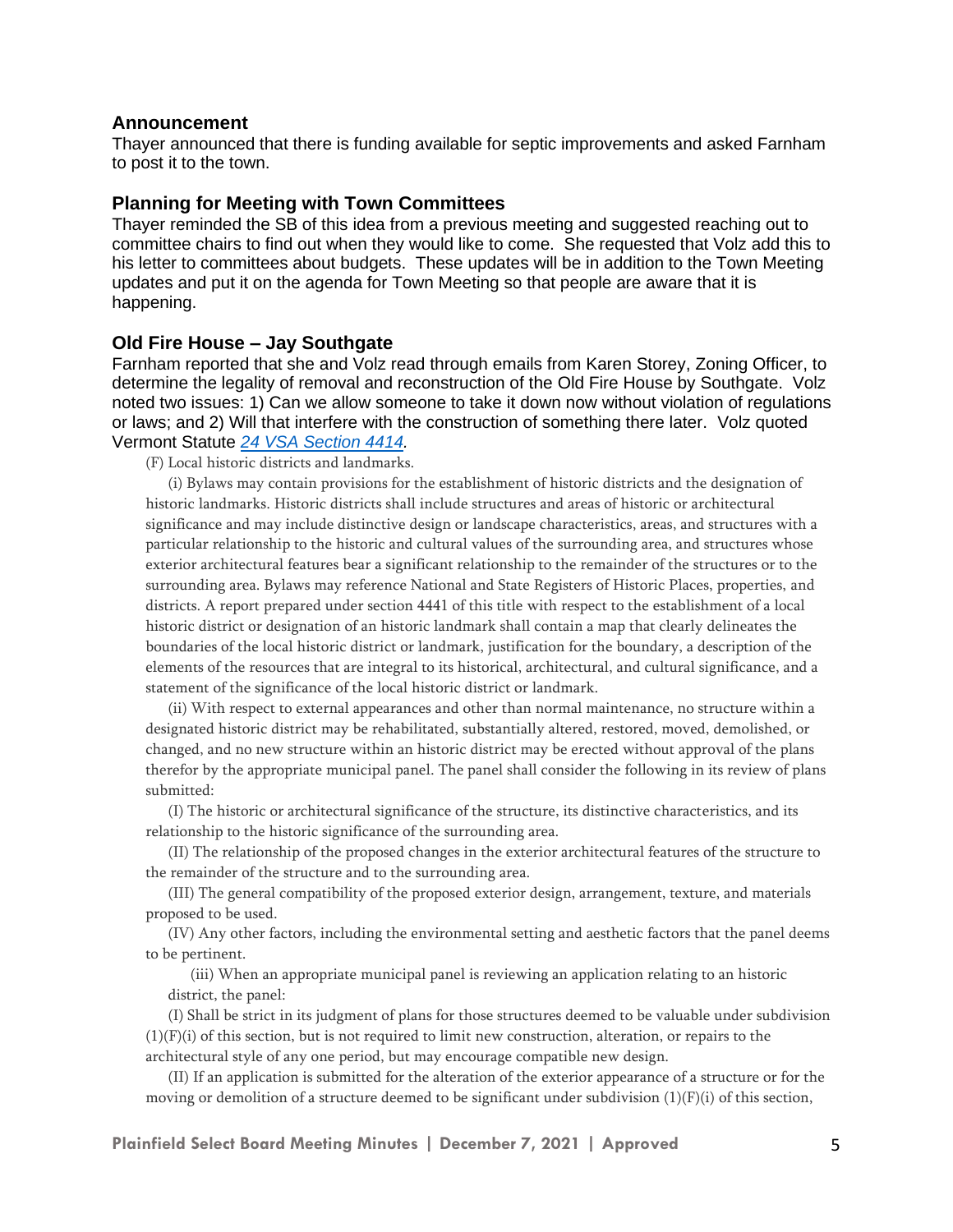### Announcement

Thayer announced that there is funding available for septic improvements and asked Farnham to post it to the town.

### Planning for Meeting with Town Committees

Thayer reminded the SB of this idea from a previous meeting and suggested reaching out to committee chairs to find out when they would like to come. She requested that Volz add this to his letter to committees about budgets. These updates will be in addition to the Town Meeting updates and put it on the agenda for Town Meeting so that people are aware that it is happening.

### Old Fire House – Jay Southgate

Farnham reported that she and Volz read through emails from Karen Storey, Zoning Officer, to determine the legality of removal and reconstruction of the Old Fire House by Southgate. Volz noted two issues: 1) Can we allow someone to take it down now without violation of regulations or laws; and 2) Will that interfere with the construction of something there later. Volz quoted Vermont Statute *24 VSA Section 4414.*

(F) Local historic districts and landmarks.

(i) Bylaws may contain provisions for the establishment of historic districts and the designation of historic landmarks. Historic districts shall include structures and areas of historic or architectural significance and may include distinctive design or landscape characteristics, areas, and structures with a particular relationship to the historic and cultural values of the surrounding area, and structures whose exterior architectural features bear a significant relationship to the remainder of the structures or to the surrounding area. Bylaws may reference National and State Registers of Historic Places, properties, and districts. A report prepared under section 4441 of this title with respect to the establishment of a local historic district or designation of an historic landmark shall contain a map that clearly delineates the boundaries of the local historic district or landmark, justification for the boundary, a description of the elements of the resources that are integral to its historical, architectural, and cultural significance, and a statement of the significance of the local historic district or landmark.

(ii) With respect to external appearances and other than normal maintenance, no structure within a designated historic district may be rehabilitated, substantially altered, restored, moved, demolished, or changed, and no new structure within an historic district may be erected without approval of the plans therefor by the appropriate municipal panel. The panel shall consider the following in its review of plans submitted:

(I) The historic or architectural significance of the structure, its distinctive characteristics, and its relationship to the historic significance of the surrounding area.

(II) The relationship of the proposed changes in the exterior architectural features of the structure to the remainder of the structure and to the surrounding area.

(III) The general compatibility of the proposed exterior design, arrangement, texture, and materials proposed to be used.

(IV) Any other factors, including the environmental setting and aesthetic factors that the panel deems to be pertinent.

(iii) When an appropriate municipal panel is reviewing an application relating to an historic district, the panel:

(I) Shall be strict in its judgment of plans for those structures deemed to be valuable under subdivision (1)(F)(i) of this section, but is not required to limit new construction, alteration, or repairs to the architectural style of any one period, but may encourage compatible new design.

(II) If an application is submitted for the alteration of the exterior appearance of a structure or for the moving or demolition of a structure deemed to be significant under subdivision (1)(F)(i) of this section,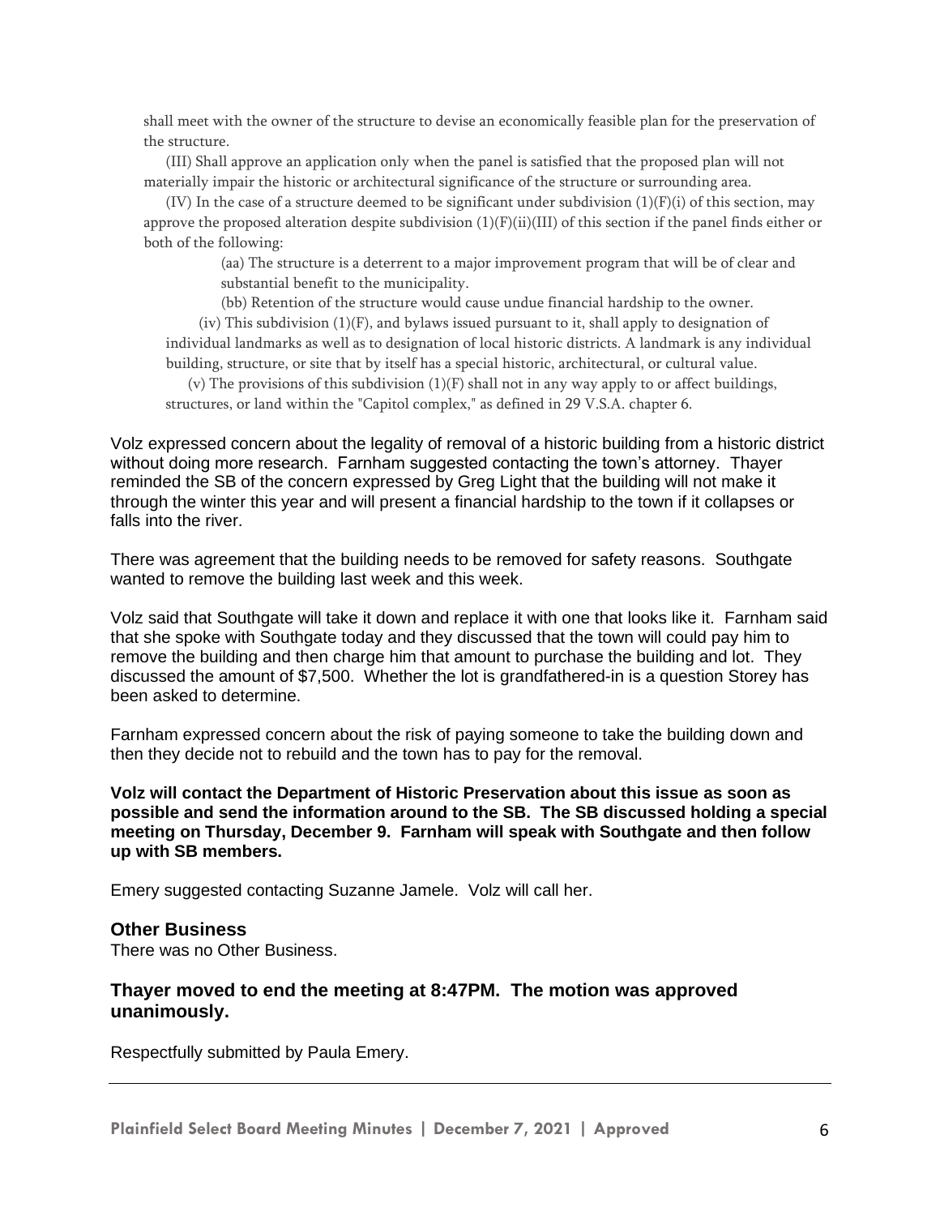shall meet with the owner of the structure to devise an economically feasible plan for the preservation of the structure.

(III) Shall approve an application only when the panel is satisfied that the proposed plan will not materially impair the historic or architectural significance of the structure or surrounding area.

(IV) In the case of a structure deemed to be significant under subdivision (1)(F)(i) of this section, may approve the proposed alteration despite subdivision (1)(F)(ii)(III) of this section if the panel finds either or both of the following:

(aa) The structure is a deterrent to a major improvement program that will be of clear and substantial benefit to the municipality.

(bb) Retention of the structure would cause undue financial hardship to the owner.

(iv) This subdivision (1)(F), and bylaws issued pursuant to it, shall apply to designation of individual landmarks as well as to designation of local historic districts. A landmark is any individual building, structure, or site that by itself has a special historic, architectural, or cultural value.

(v) The provisions of this subdivision (1)(F) shall not in any way apply to or affect buildings, structures, or land within the "Capitol complex," as defined in 29 V.S.A. chapter 6.

Volz expressed concern about the legality of removal of a historic building from a historic district without doing more research. Farnham suggested contacting the town's attorney. Thayer reminded the SB of the concern expressed by Greg Light that the building will not make it through the winter this year and will present a financial hardship to the town if it collapses or falls into the river.

There was agreement that the building needs to be removed for safety reasons. Southgate wanted to remove the building last week and this week.

Volz said that Southgate will take it down and replace it with one that looks like it. Farnham said that she spoke with Southgate today and they discussed that the town will could pay him to remove the building and then charge him that amount to purchase the building and lot. They discussed the amount of $7,500. Whether the lot is grandfathered-in is a question Storey has been asked to determine.

Farnham expressed concern about the risk of paying someone to take the building down and then they decide not to rebuild and the town has to pay for the removal.

**Volz will contact the Department of Historic Preservation about this issue as soon as possible and send the information around to the SB. The SB discussed holding a special meeting on Thursday, December 9. Farnham will speak with Southgate and then follow up with SB members.**

Emery suggested contacting Suzanne Jamele. Volz will call her.

### Other Business

There was no Other Business.

### Thayer moved to end the meeting at 8:47PM. The motion was approved unanimously.

Respectfully submitted by Paula Emery.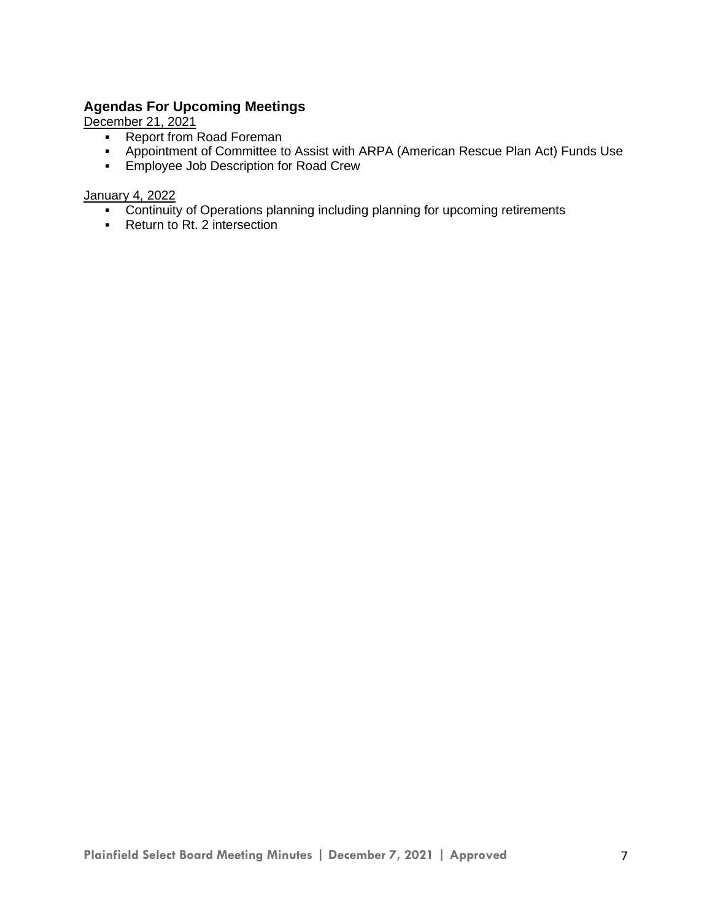## Agendas For Upcoming Meetings

December 21, 2021

- Report from Road Foreman
- Appointment of Committee to Assist with ARPA (American Rescue Plan Act) Funds Use
- Employee Job Description for Road Crew

January 4, 2022

- Continuity of Operations planning including planning for upcoming retirements
- Return to Rt. 2 intersection